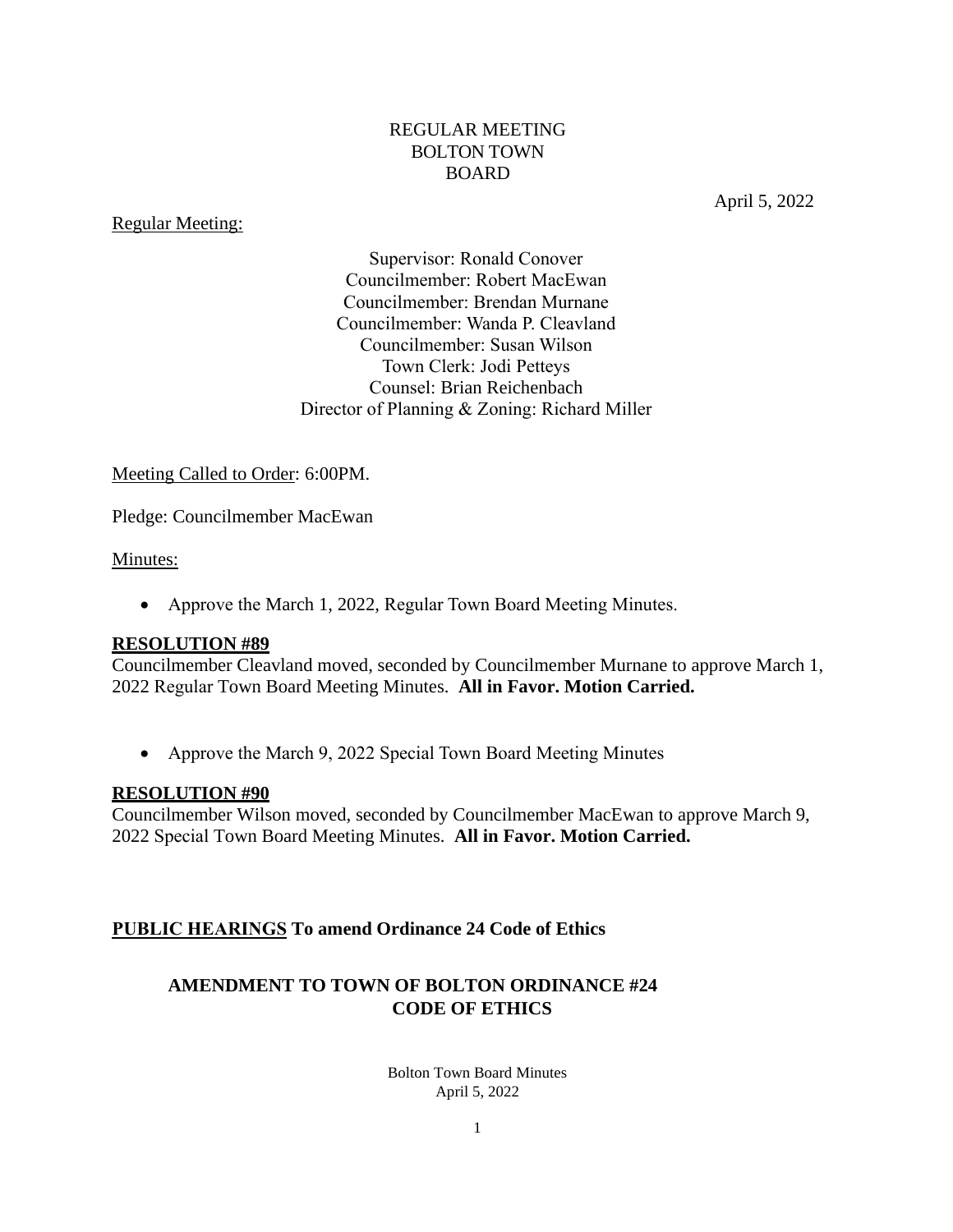# REGULAR MEETING
# BOLTON TOWN BOARD

April 5, 2022

Regular Meeting:

Supervisor: Ronald Conover
Councilmember: Robert MacEwan
Councilmember: Brendan Murnane
Councilmember: Wanda P. Cleavland
Councilmember: Susan Wilson
Town Clerk: Jodi Petteys
Counsel: Brian Reichenbach
Director of Planning & Zoning: Richard Miller

Meeting Called to Order: 6:00PM.

Pledge: Councilmember MacEwan

Minutes:

- Approve the March 1, 2022, Regular Town Board Meeting Minutes.

**RESOLUTION #89**
Councilmember Cleavland moved, seconded by Councilmember Murnane to approve March 1, 2022 Regular Town Board Meeting Minutes. **All in Favor. Motion Carried.**

- Approve the March 9, 2022 Special Town Board Meeting Minutes

**RESOLUTION #90**
Councilmember Wilson moved, seconded by Councilmember MacEwan to approve March 9, 2022 Special Town Board Meeting Minutes. **All in Favor. Motion Carried.**

**PUBLIC HEARINGS To amend Ordinance 24 Code of Ethics**

**AMENDMENT TO TOWN OF BOLTON ORDINANCE #24**
**CODE OF ETHICS**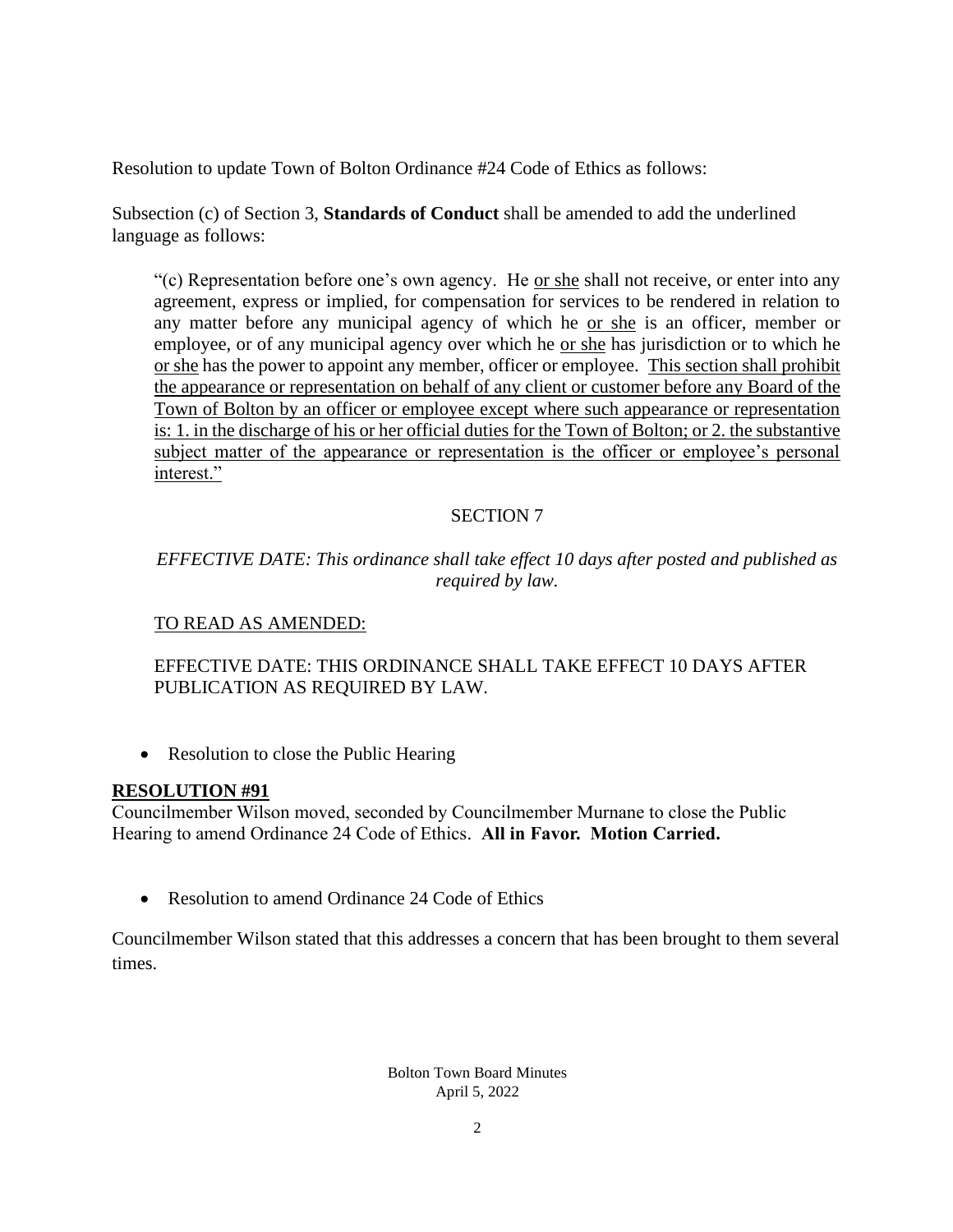Resolution to update Town of Bolton Ordinance #24 Code of Ethics as follows:

Subsection (c) of Section 3, **Standards of Conduct** shall be amended to add the underlined language as follows:

> "(c) Representation before one's own agency. He <u>or she</u> shall not receive, or enter into any agreement, express or implied, for compensation for services to be rendered in relation to any matter before any municipal agency of which he <u>or she</u> is an officer, member or employee, or of any municipal agency over which he <u>or she</u> has jurisdiction or to which he <u>or she</u> has the power to appoint any member, officer or employee. <u>This section shall prohibit the appearance or representation on behalf of any client or customer before any Board of the Town of Bolton by an officer or employee except where such appearance or representation is: 1. in the discharge of his or her official duties for the Town of Bolton; or 2. the substantive subject matter of the appearance or representation is the officer or employee's personal interest."</u>

SECTION 7

*EFFECTIVE DATE: This ordinance shall take effect 10 days after posted and published as required by law.*

<u>TO READ AS AMENDED:</u>

EFFECTIVE DATE: THIS ORDINANCE SHALL TAKE EFFECT 10 DAYS AFTER PUBLICATION AS REQUIRED BY LAW.

- Resolution to close the Public Hearing

**<u>RESOLUTION #91</u>**

Councilmember Wilson moved, seconded by Councilmember Murnane to close the Public Hearing to amend Ordinance 24 Code of Ethics. **All in Favor. Motion Carried.**

- Resolution to amend Ordinance 24 Code of Ethics

Councilmember Wilson stated that this addresses a concern that has been brought to them several times.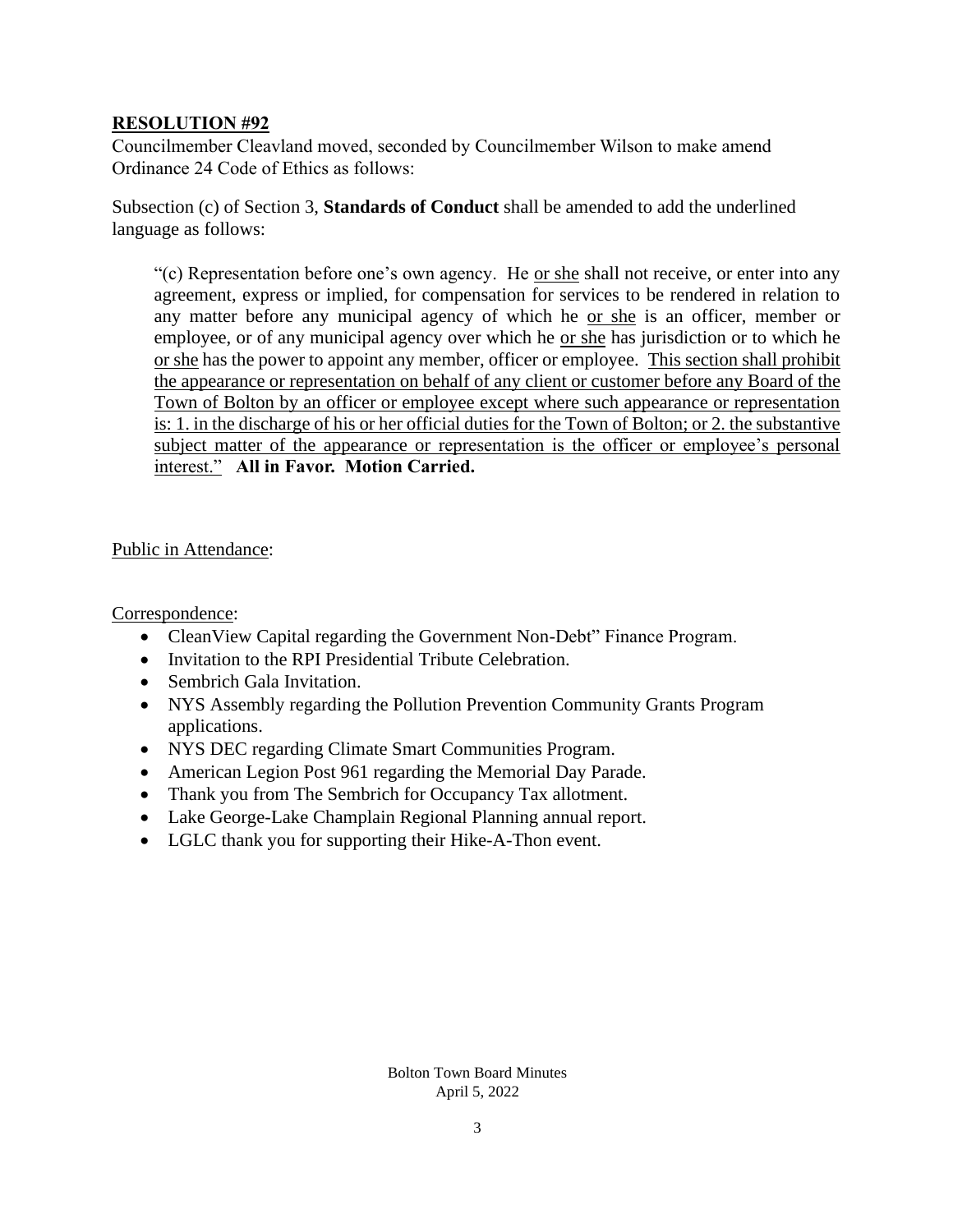**<u>RESOLUTION #92</u>**

Councilmember Cleavland moved, seconded by Councilmember Wilson to make amend Ordinance 24 Code of Ethics as follows:

Subsection (c) of Section 3, **Standards of Conduct** shall be amended to add the underlined language as follows:

> "(c) Representation before one's own agency. He <u>or she</u> shall not receive, or enter into any agreement, express or implied, for compensation for services to be rendered in relation to any matter before any municipal agency of which he <u>or she</u> is an officer, member or employee, or of any municipal agency over which he <u>or she</u> has jurisdiction or to which he <u>or she</u> has the power to appoint any member, officer or employee. <u>This section shall prohibit the appearance or representation on behalf of any client or customer before any Board of the Town of Bolton by an officer or employee except where such appearance or representation is: 1. in the discharge of his or her official duties for the Town of Bolton; or 2. the substantive subject matter of the appearance or representation is the officer or employee's personal interest."</u> **All in Favor. Motion Carried.**

<u>Public in Attendance</u>:

<u>Correspondence</u>:

- CleanView Capital regarding the Government Non-Debt" Finance Program.
- Invitation to the RPI Presidential Tribute Celebration.
- Sembrich Gala Invitation.
- NYS Assembly regarding the Pollution Prevention Community Grants Program applications.
- NYS DEC regarding Climate Smart Communities Program.
- American Legion Post 961 regarding the Memorial Day Parade.
- Thank you from The Sembrich for Occupancy Tax allotment.
- Lake George-Lake Champlain Regional Planning annual report.
- LGLC thank you for supporting their Hike-A-Thon event.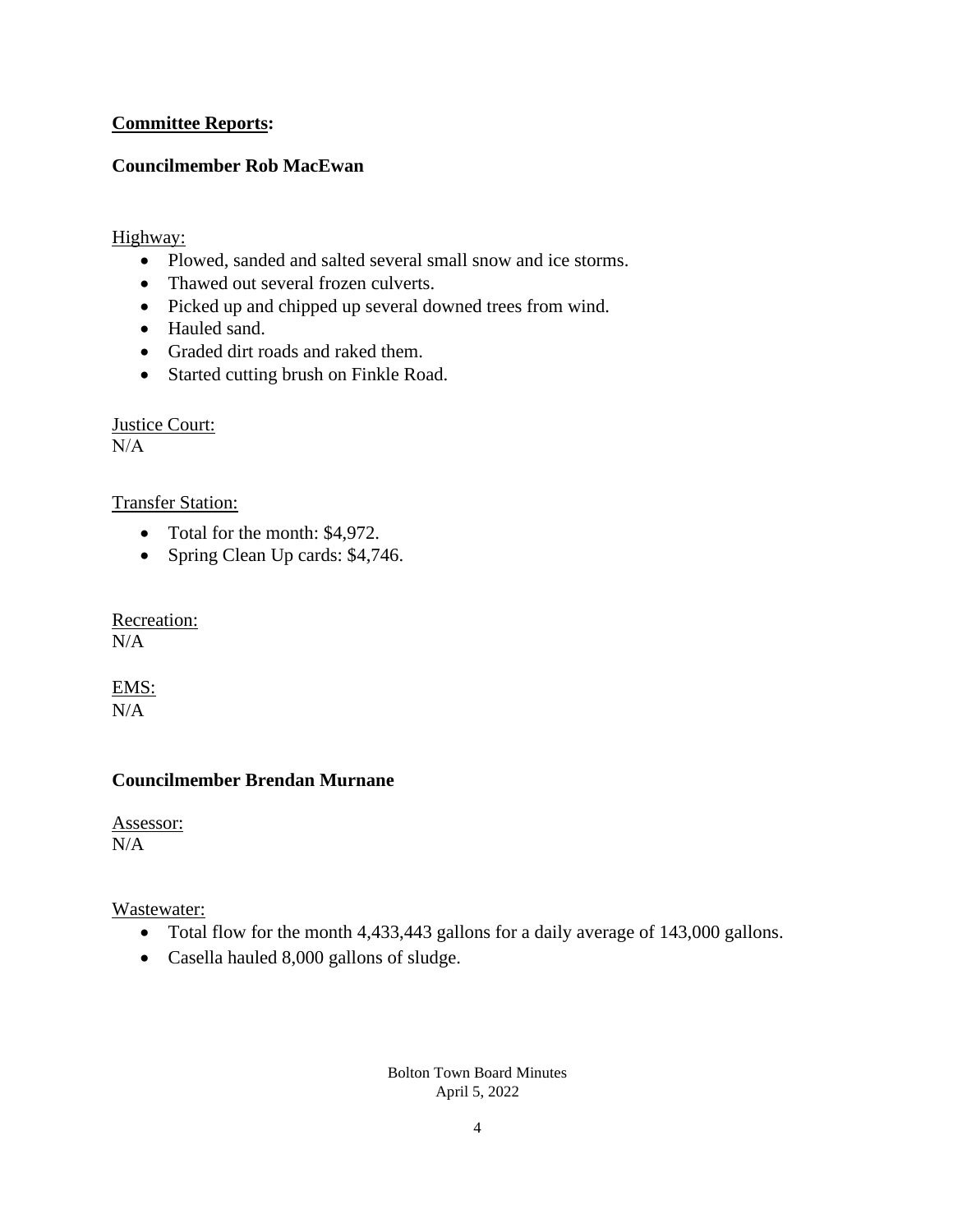**Committee Reports:**

**Councilmember Rob MacEwan**

Highway:

- Plowed, sanded and salted several small snow and ice storms.
- Thawed out several frozen culverts.
- Picked up and chipped up several downed trees from wind.
- Hauled sand.
- Graded dirt roads and raked them.
- Started cutting brush on Finkle Road.

Justice Court:
N/A

Transfer Station:

- Total for the month: $4,972.
- Spring Clean Up cards: $4,746.

Recreation:
N/A

EMS:
N/A

**Councilmember Brendan Murnane**

Assessor:
N/A

Wastewater:

- Total flow for the month 4,433,443 gallons for a daily average of 143,000 gallons.
- Casella hauled 8,000 gallons of sludge.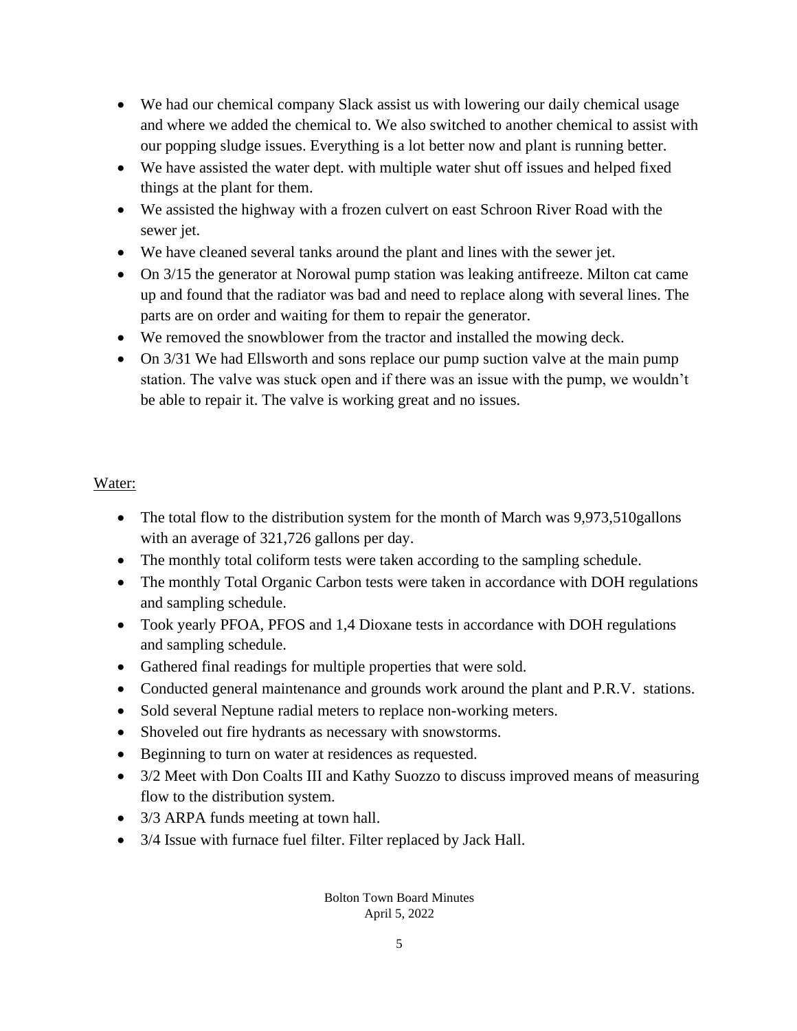- We had our chemical company Slack assist us with lowering our daily chemical usage and where we added the chemical to. We also switched to another chemical to assist with our popping sludge issues. Everything is a lot better now and plant is running better.
- We have assisted the water dept. with multiple water shut off issues and helped fixed things at the plant for them.
- We assisted the highway with a frozen culvert on east Schroon River Road with the sewer jet.
- We have cleaned several tanks around the plant and lines with the sewer jet.
- On 3/15 the generator at Norowal pump station was leaking antifreeze. Milton cat came up and found that the radiator was bad and need to replace along with several lines. The parts are on order and waiting for them to repair the generator.
- We removed the snowblower from the tractor and installed the mowing deck.
- On 3/31 We had Ellsworth and sons replace our pump suction valve at the main pump station. The valve was stuck open and if there was an issue with the pump, we wouldn't be able to repair it. The valve is working great and no issues.

Water:

- The total flow to the distribution system for the month of March was 9,973,510gallons with an average of 321,726 gallons per day.
- The monthly total coliform tests were taken according to the sampling schedule.
- The monthly Total Organic Carbon tests were taken in accordance with DOH regulations and sampling schedule.
- Took yearly PFOA, PFOS and 1,4 Dioxane tests in accordance with DOH regulations and sampling schedule.
- Gathered final readings for multiple properties that were sold.
- Conducted general maintenance and grounds work around the plant and P.R.V. stations.
- Sold several Neptune radial meters to replace non-working meters.
- Shoveled out fire hydrants as necessary with snowstorms.
- Beginning to turn on water at residences as requested.
- 3/2 Meet with Don Coalts III and Kathy Suozzo to discuss improved means of measuring flow to the distribution system.
- 3/3 ARPA funds meeting at town hall.
- 3/4 Issue with furnace fuel filter. Filter replaced by Jack Hall.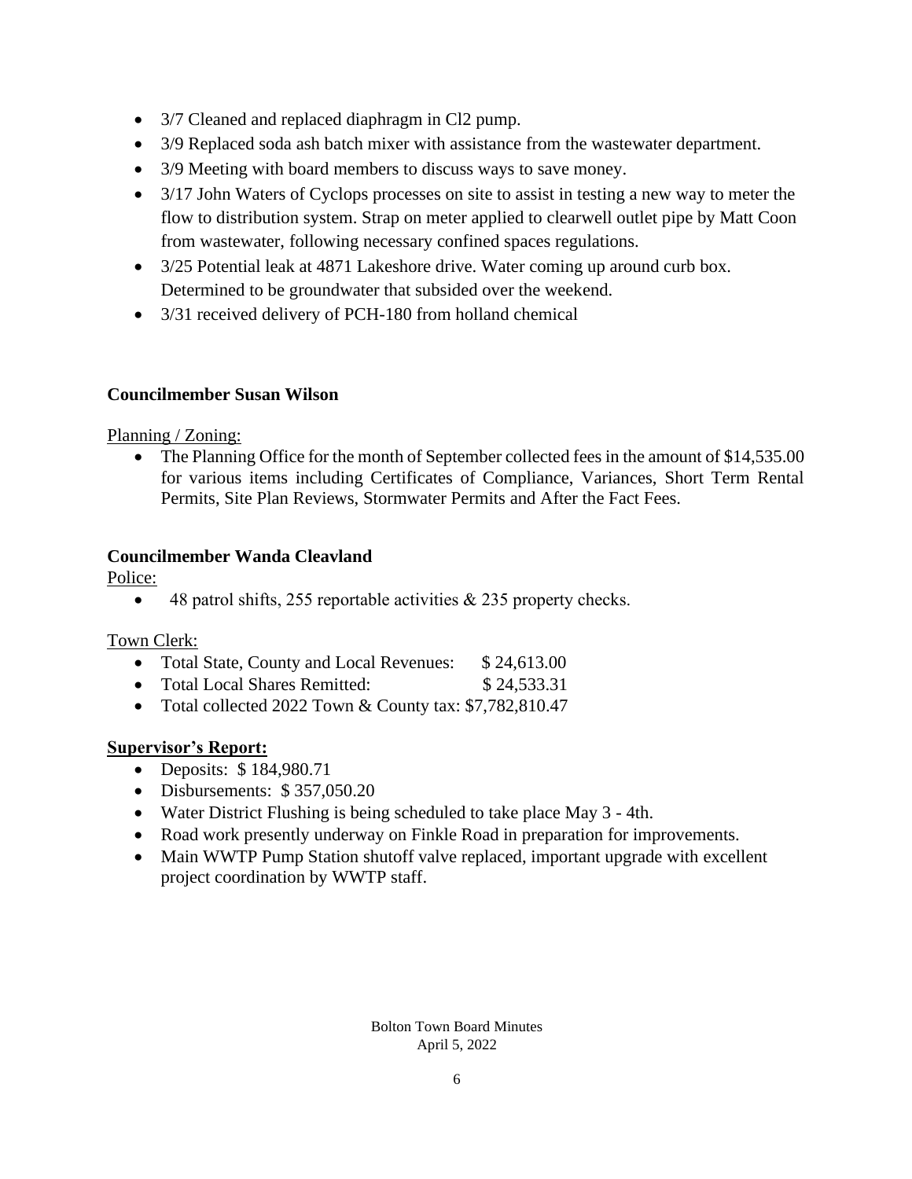- 3/7 Cleaned and replaced diaphragm in Cl2 pump.
- 3/9 Replaced soda ash batch mixer with assistance from the wastewater department.
- 3/9 Meeting with board members to discuss ways to save money.
- 3/17 John Waters of Cyclops processes on site to assist in testing a new way to meter the flow to distribution system. Strap on meter applied to clearwell outlet pipe by Matt Coon from wastewater, following necessary confined spaces regulations.
- 3/25 Potential leak at 4871 Lakeshore drive. Water coming up around curb box. Determined to be groundwater that subsided over the weekend.
- 3/31 received delivery of PCH-180 from holland chemical

**Councilmember Susan Wilson**

Planning / Zoning:

- The Planning Office for the month of September collected fees in the amount of $14,535.00 for various items including Certificates of Compliance, Variances, Short Term Rental Permits, Site Plan Reviews, Stormwater Permits and After the Fact Fees.

**Councilmember Wanda Cleavland**

Police:

- 48 patrol shifts, 255 reportable activities & 235 property checks.

Town Clerk:

- Total State, County and Local Revenues: $ 24,613.00
- Total Local Shares Remitted: $ 24,533.31
- Total collected 2022 Town & County tax: $7,782,810.47

**Supervisor's Report:**

- Deposits: $ 184,980.71
- Disbursements: $ 357,050.20
- Water District Flushing is being scheduled to take place May 3 - 4th.
- Road work presently underway on Finkle Road in preparation for improvements.
- Main WWTP Pump Station shutoff valve replaced, important upgrade with excellent project coordination by WWTP staff.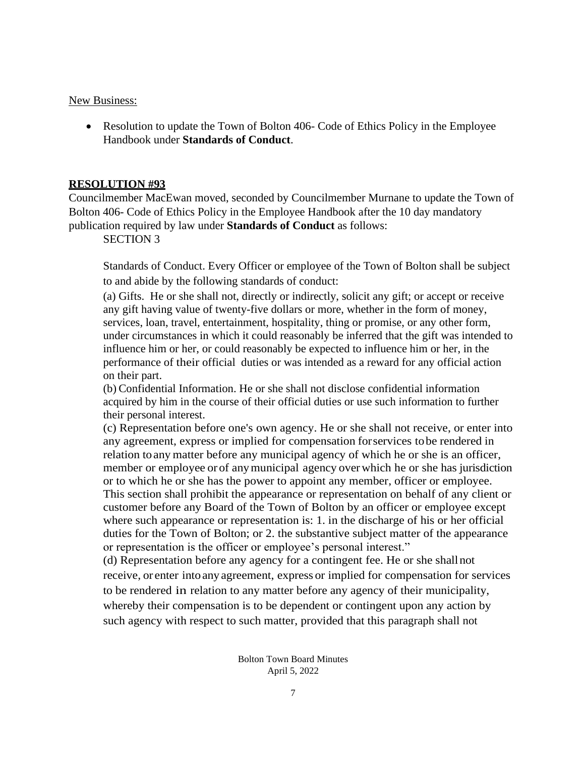New Business:

- Resolution to update the Town of Bolton 406- Code of Ethics Policy in the Employee Handbook under **Standards of Conduct**.

**RESOLUTION #93**

Councilmember MacEwan moved, seconded by Councilmember Murnane to update the Town of Bolton 406- Code of Ethics Policy in the Employee Handbook after the 10 day mandatory publication required by law under **Standards of Conduct** as follows:

SECTION 3

Standards of Conduct. Every Officer or employee of the Town of Bolton shall be subject to and abide by the following standards of conduct:

(a) Gifts. He or she shall not, directly or indirectly, solicit any gift; or accept or receive any gift having value of twenty-five dollars or more, whether in the form of money, services, loan, travel, entertainment, hospitality, thing or promise, or any other form, under circumstances in which it could reasonably be inferred that the gift was intended to influence him or her, or could reasonably be expected to influence him or her, in the performance of their official duties or was intended as a reward for any official action on their part.

(b) Confidential Information. He or she shall not disclose confidential information acquired by him in the course of their official duties or use such information to further their personal interest.

(c) Representation before one's own agency. He or she shall not receive, or enter into any agreement, express or implied for compensation for services to be rendered in relation to any matter before any municipal agency of which he or she is an officer, member or employee or of any municipal agency over which he or she has jurisdiction or to which he or she has the power to appoint any member, officer or employee. This section shall prohibit the appearance or representation on behalf of any client or customer before any Board of the Town of Bolton by an officer or employee except where such appearance or representation is: 1. in the discharge of his or her official duties for the Town of Bolton; or 2. the substantive subject matter of the appearance or representation is the officer or employee's personal interest."

(d) Representation before any agency for a contingent fee. He or she shall not receive, or enter into any agreement, express or implied for compensation for services to be rendered in relation to any matter before any agency of their municipality, whereby their compensation is to be dependent or contingent upon any action by such agency with respect to such matter, provided that this paragraph shall not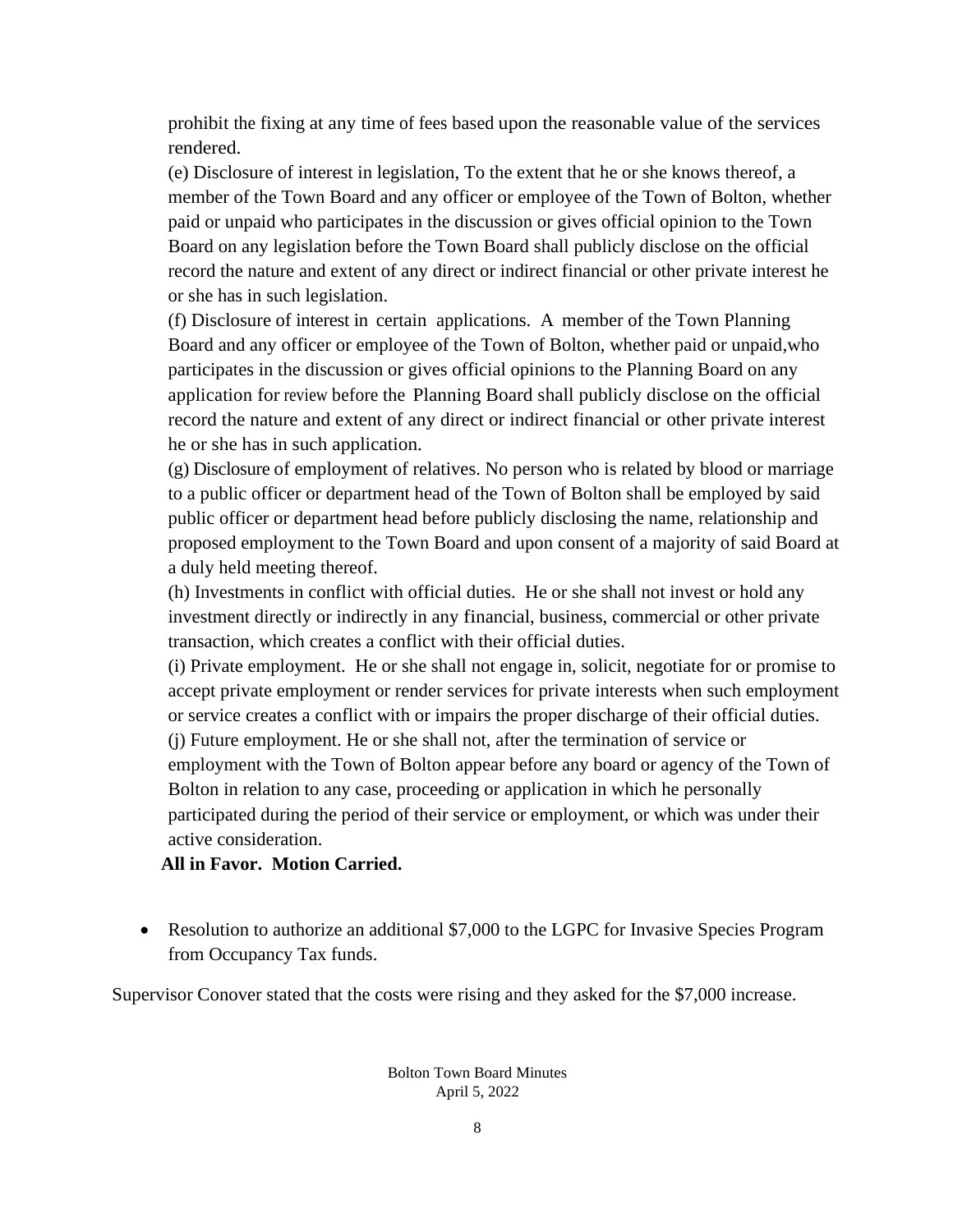prohibit the fixing at any time of fees based upon the reasonable value of the services rendered.

(e) Disclosure of interest in legislation, To the extent that he or she knows thereof, a member of the Town Board and any officer or employee of the Town of Bolton, whether paid or unpaid who participates in the discussion or gives official opinion to the Town Board on any legislation before the Town Board shall publicly disclose on the official record the nature and extent of any direct or indirect financial or other private interest he or she has in such legislation.

(f) Disclosure of interest in certain applications. A member of the Town Planning Board and any officer or employee of the Town of Bolton, whether paid or unpaid,who participates in the discussion or gives official opinions to the Planning Board on any application for review before the Planning Board shall publicly disclose on the official record the nature and extent of any direct or indirect financial or other private interest he or she has in such application.

(g) Disclosure of employment of relatives. No person who is related by blood or marriage to a public officer or department head of the Town of Bolton shall be employed by said public officer or department head before publicly disclosing the name, relationship and proposed employment to the Town Board and upon consent of a majority of said Board at a duly held meeting thereof.

(h) Investments in conflict with official duties. He or she shall not invest or hold any investment directly or indirectly in any financial, business, commercial or other private transaction, which creates a conflict with their official duties.

(i) Private employment. He or she shall not engage in, solicit, negotiate for or promise to accept private employment or render services for private interests when such employment or service creates a conflict with or impairs the proper discharge of their official duties.

(j) Future employment. He or she shall not, after the termination of service or employment with the Town of Bolton appear before any board or agency of the Town of Bolton in relation to any case, proceeding or application in which he personally participated during the period of their service or employment, or which was under their active consideration.

**All in Favor. Motion Carried.**

- Resolution to authorize an additional $7,000 to the LGPC for Invasive Species Program from Occupancy Tax funds.

Supervisor Conover stated that the costs were rising and they asked for the $7,000 increase.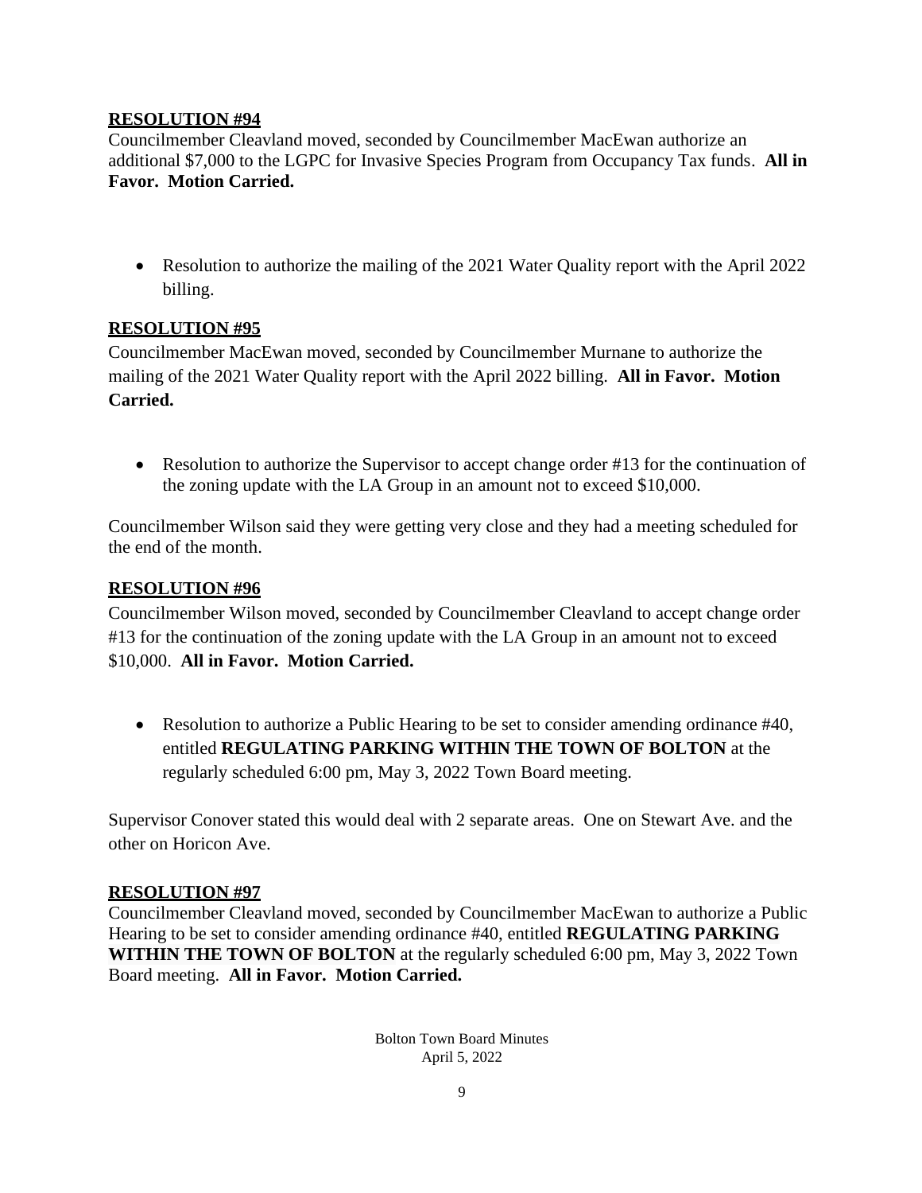**RESOLUTION #94**

Councilmember Cleavland moved, seconded by Councilmember MacEwan authorize an additional $7,000 to the LGPC for Invasive Species Program from Occupancy Tax funds. **All in Favor. Motion Carried.**

- Resolution to authorize the mailing of the 2021 Water Quality report with the April 2022 billing.

**RESOLUTION #95**

Councilmember MacEwan moved, seconded by Councilmember Murnane to authorize the mailing of the 2021 Water Quality report with the April 2022 billing. **All in Favor. Motion Carried.**

- Resolution to authorize the Supervisor to accept change order #13 for the continuation of the zoning update with the LA Group in an amount not to exceed $10,000.

Councilmember Wilson said they were getting very close and they had a meeting scheduled for the end of the month.

**RESOLUTION #96**

Councilmember Wilson moved, seconded by Councilmember Cleavland to accept change order #13 for the continuation of the zoning update with the LA Group in an amount not to exceed $10,000. **All in Favor. Motion Carried.**

- Resolution to authorize a Public Hearing to be set to consider amending ordinance #40, entitled **REGULATING PARKING WITHIN THE TOWN OF BOLTON** at the regularly scheduled 6:00 pm, May 3, 2022 Town Board meeting.

Supervisor Conover stated this would deal with 2 separate areas. One on Stewart Ave. and the other on Horicon Ave.

**RESOLUTION #97**

Councilmember Cleavland moved, seconded by Councilmember MacEwan to authorize a Public Hearing to be set to consider amending ordinance #40, entitled **REGULATING PARKING WITHIN THE TOWN OF BOLTON** at the regularly scheduled 6:00 pm, May 3, 2022 Town Board meeting. **All in Favor. Motion Carried.**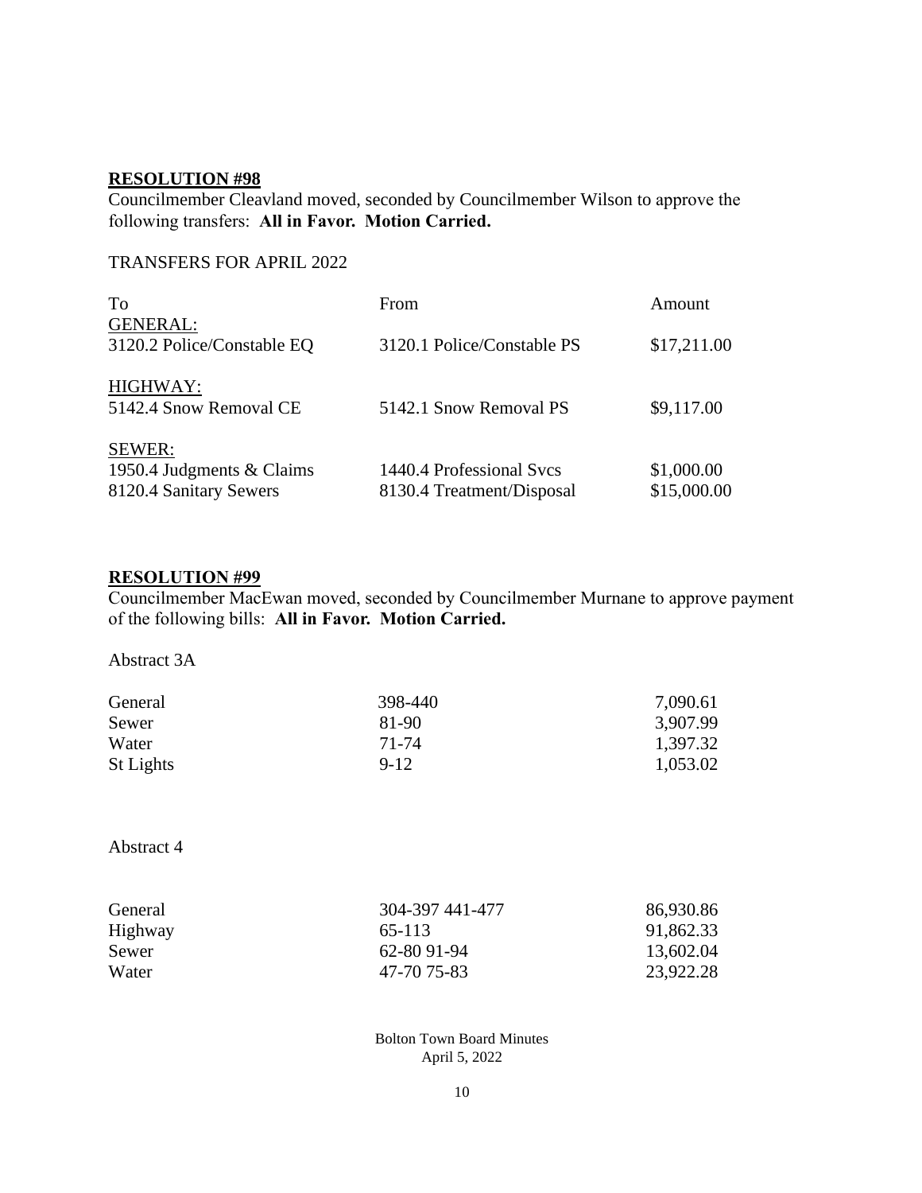**RESOLUTION #98**

Councilmember Cleavland moved, seconded by Councilmember Wilson to approve the following transfers: **All in Favor. Motion Carried.**

TRANSFERS FOR APRIL 2022

| To | From | Amount |
|---|---|---|
| GENERAL: | | |
| 3120.2 Police/Constable EQ | 3120.1 Police/Constable PS | \$17,211.00 |
| HIGHWAY: | | |
| 5142.4 Snow Removal CE | 5142.1 Snow Removal PS | \$9,117.00 |
| SEWER: | | |
| 1950.4 Judgments & Claims | 1440.4 Professional Svcs | \$1,000.00 |
| 8120.4 Sanitary Sewers | 8130.4 Treatment/Disposal | \$15,000.00 |

**RESOLUTION #99**

Councilmember MacEwan moved, seconded by Councilmember Murnane to approve payment of the following bills: **All in Favor. Motion Carried.**

Abstract 3A

| | | |
|---|---|---|
| General | 398-440 | 7,090.61 |
| Sewer | 81-90 | 3,907.99 |
| Water | 71-74 | 1,397.32 |
| St Lights | 9-12 | 1,053.02 |

Abstract 4

| | | |
|---|---|---|
| General | 304-397 441-477 | 86,930.86 |
| Highway | 65-113 | 91,862.33 |
| Sewer | 62-80 91-94 | 13,602.04 |
| Water | 47-70 75-83 | 23,922.28 |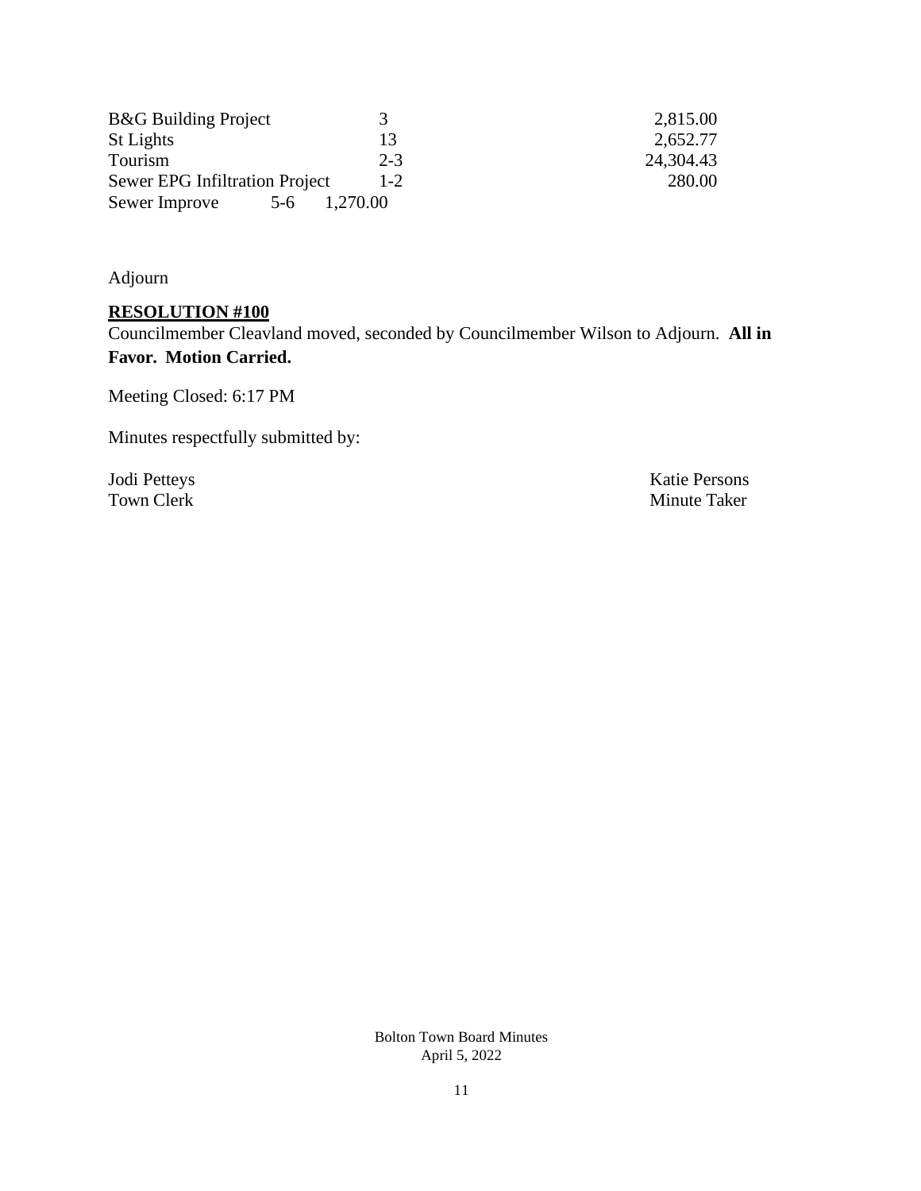| | | |
|---|---|---|
| B&G Building Project | 3 | 2,815.00 |
| St Lights | 13 | 2,652.77 |
| Tourism | 2-3 | 24,304.43 |
| Sewer EPG Infiltration Project | 1-2 | 280.00 |
| Sewer Improve | 5-6 | 1,270.00 |

Adjourn

**RESOLUTION #100**

Councilmember Cleavland moved, seconded by Councilmember Wilson to Adjourn. **All in Favor. Motion Carried.**

Meeting Closed: 6:17 PM

Minutes respectfully submitted by:

Jodi Petteys
Town Clerk

Katie Persons
Minute Taker